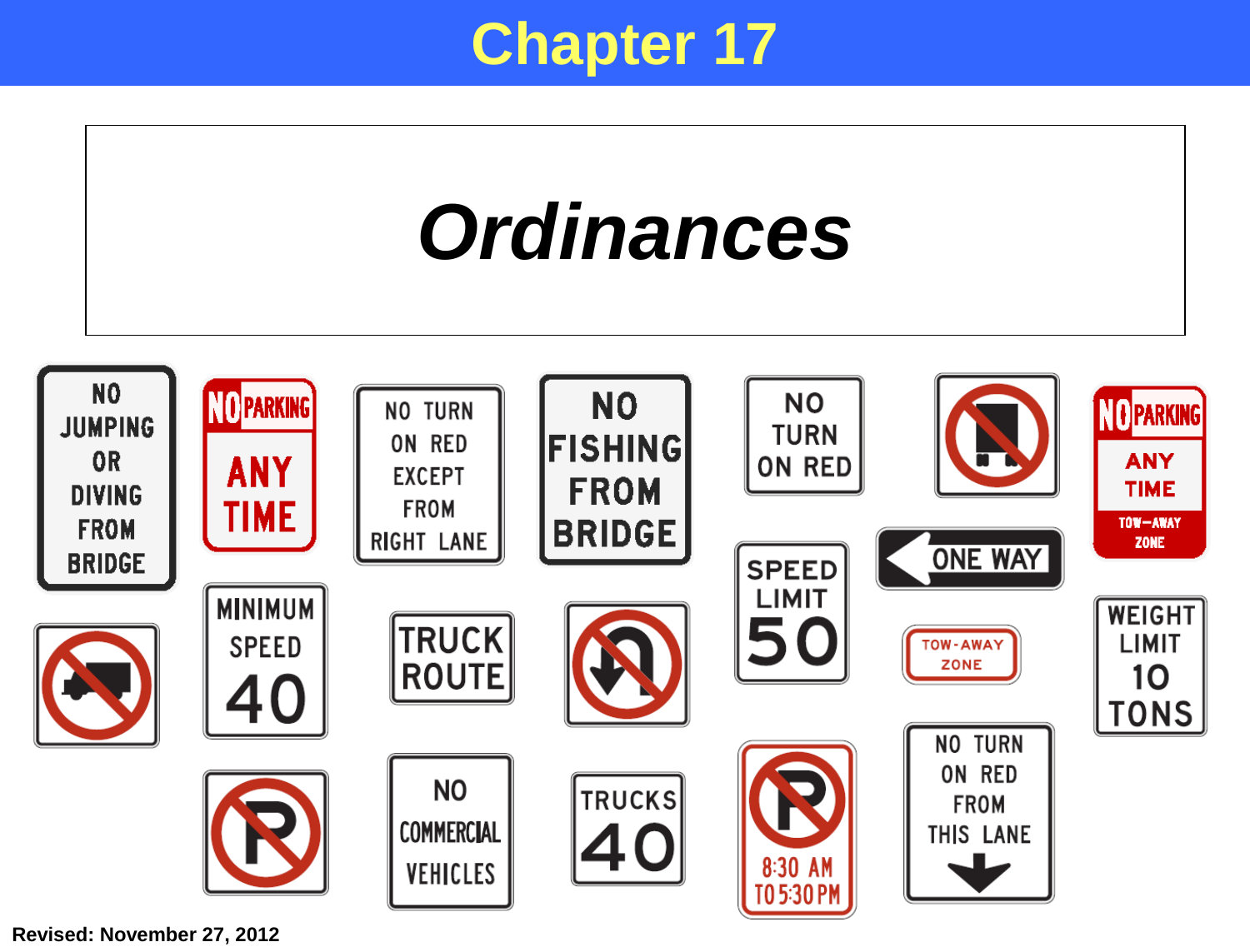# Chapter 17

# *Ordinances*

NO JUMPING OR DIVING FROM BRIDGE

NO PARKING ANY TIME

NO TURN ON RED EXCEPT FROM RIGHT LANE

NO FISHING FROM BRIDGE

NO TURN ON RED

NO PARKING ANY TIME TOW-AWAY ZONE

SPEED LIMIT 50

ONE WAY

MINIMUM SPEED 40

TRUCK ROUTE

TOW-AWAY ZONE

WEIGHT LIMIT 10 TONS

NO COMMERCIAL VEHICLES

TRUCKS 40

8:30 AM TO 5:30 PM

NO TURN ON RED FROM THIS LANE

Revised: November 27, 2012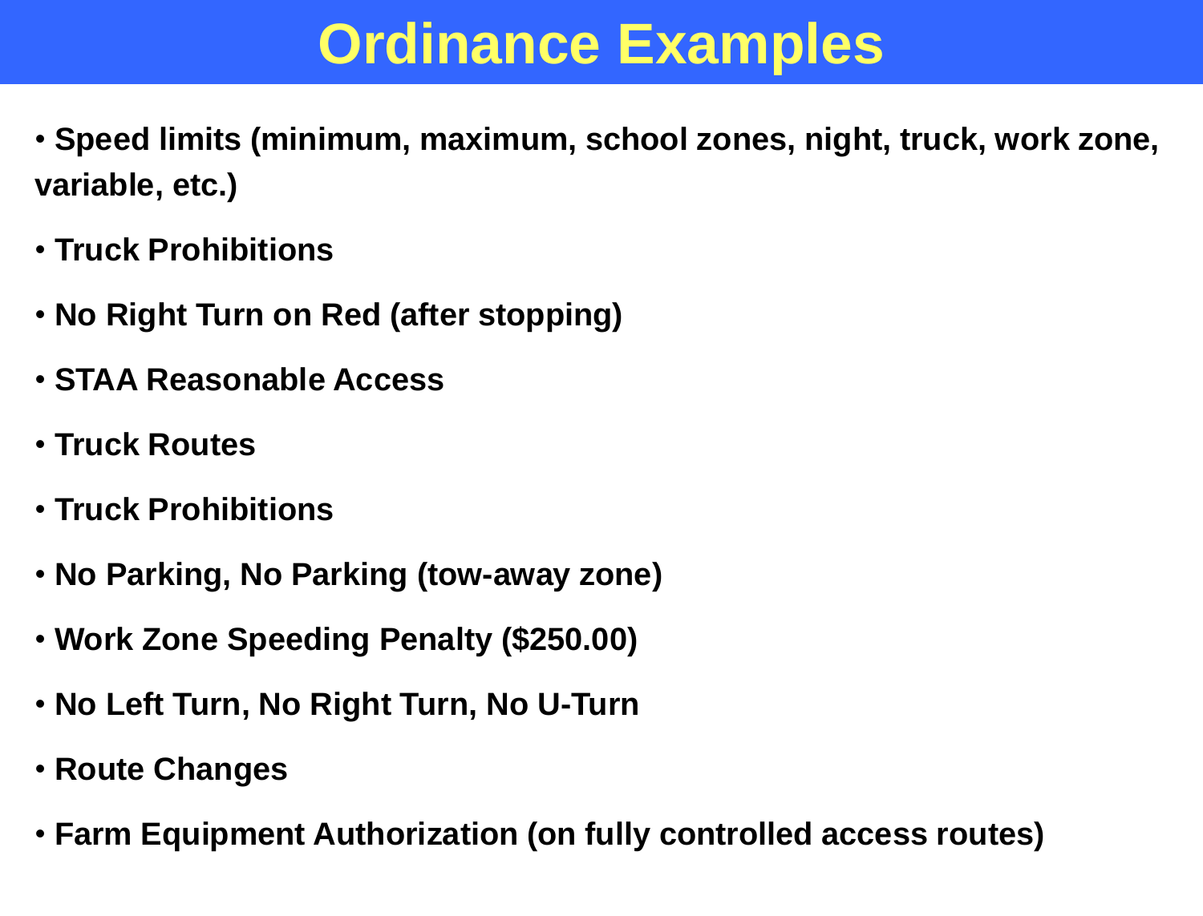# Ordinance Examples

- **Speed limits (minimum, maximum, school zones, night, truck, work zone, variable, etc.)**
- **Truck Prohibitions**
- **No Right Turn on Red (after stopping)**
- **STAA Reasonable Access**
- **Truck Routes**
- **Truck Prohibitions**
- **No Parking, No Parking (tow-away zone)**
- **Work Zone Speeding Penalty ($250.00)**
- **No Left Turn, No Right Turn, No U-Turn**
- **Route Changes**
- **Farm Equipment Authorization (on fully controlled access routes)**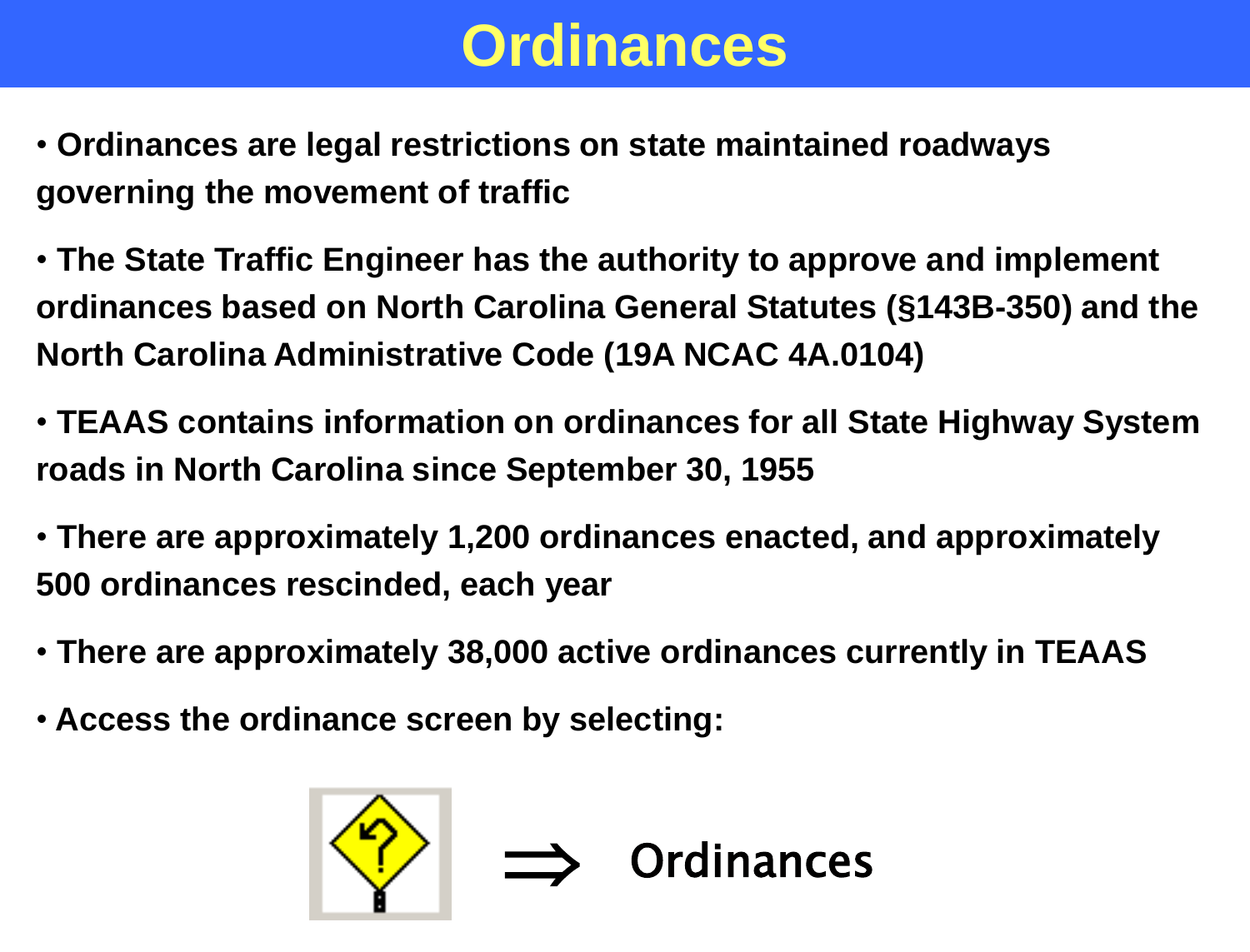# Ordinances

- **Ordinances are legal restrictions on state maintained roadways governing the movement of traffic**
- **The State Traffic Engineer has the authority to approve and implement ordinances based on North Carolina General Statutes (§143B-350) and the North Carolina Administrative Code (19A NCAC 4A.0104)**
- **TEAAS contains information on ordinances for all State Highway System roads in North Carolina since September 30, 1955**
- **There are approximately 1,200 ordinances enacted, and approximately 500 ordinances rescinded, each year**
- **There are approximately 38,000 active ordinances currently in TEAAS**
- **Access the ordinance screen by selecting:**

⇒ Ordinances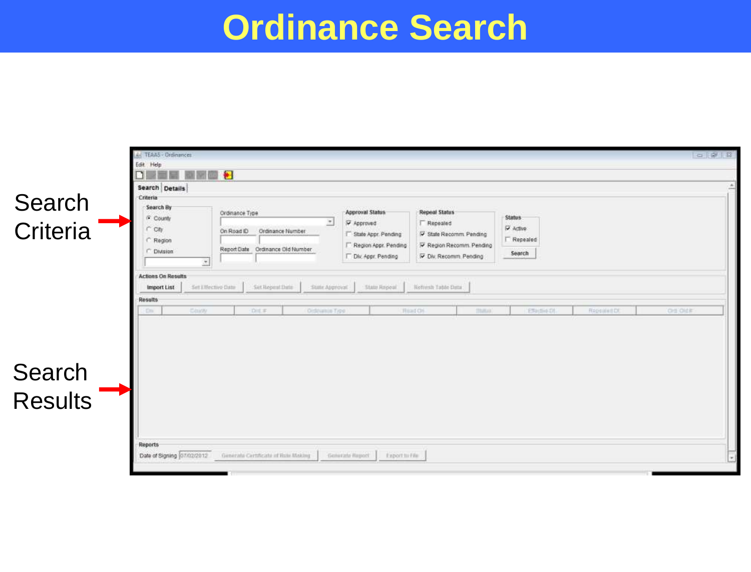# Ordinance Search

Search Criteria

Search Results

TEAAS - Ordinances

Edit Help

Search | Details

**Criteria**

Search By
- County
- City
- Region
- Division

Ordinance Type

On Road ID | Ordinance Number

Report Date | Ordinance Old Number

Approval Status
- [x] Approved
- [ ] State Appr. Pending
- [ ] Region Appr. Pending
- [ ] Div. Appr. Pending

Repeal Status
- [ ] Repealed
- [x] State Recomm. Pending
- [x] Region Recomm. Pending
- [x] Div. Recomm. Pending

Status
- [x] Active
- [ ] Repealed

Search

**Actions On Results**

Import List | Set Effective Date | Set Repeal Date | State Approval | State Repeal | Refresh Table Data

**Results**

| Div | County | Ord # | Ordinance Type | Road On | Status | Effective Dt | Repealed Dt | Ord Old # |
|---|---|---|---|---|---|---|---|---|

**Reports**

Date of Signing 07/02/2012 | Generate Certificate of Rule Making | Generate Report | Export to File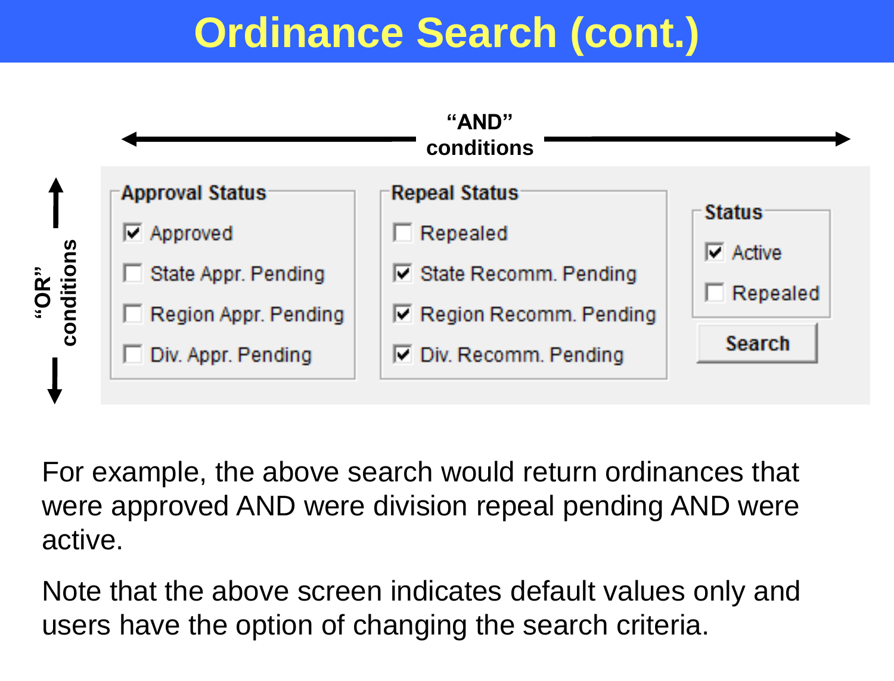# Ordinance Search (cont.)

"AND" conditions

"OR" conditions

**Approval Status**

- [x] Approved
- [ ] State Appr. Pending
- [ ] Region Appr. Pending
- [ ] Div. Appr. Pending

**Repeal Status**

- [ ] Repealed
- [x] State Recomm. Pending
- [x] Region Recomm. Pending
- [x] Div. Recomm. Pending

**Status**

- [x] Active
- [ ] Repealed

Search

For example, the above search would return ordinances that were approved AND were division repeal pending AND were active.

Note that the above screen indicates default values only and users have the option of changing the search criteria.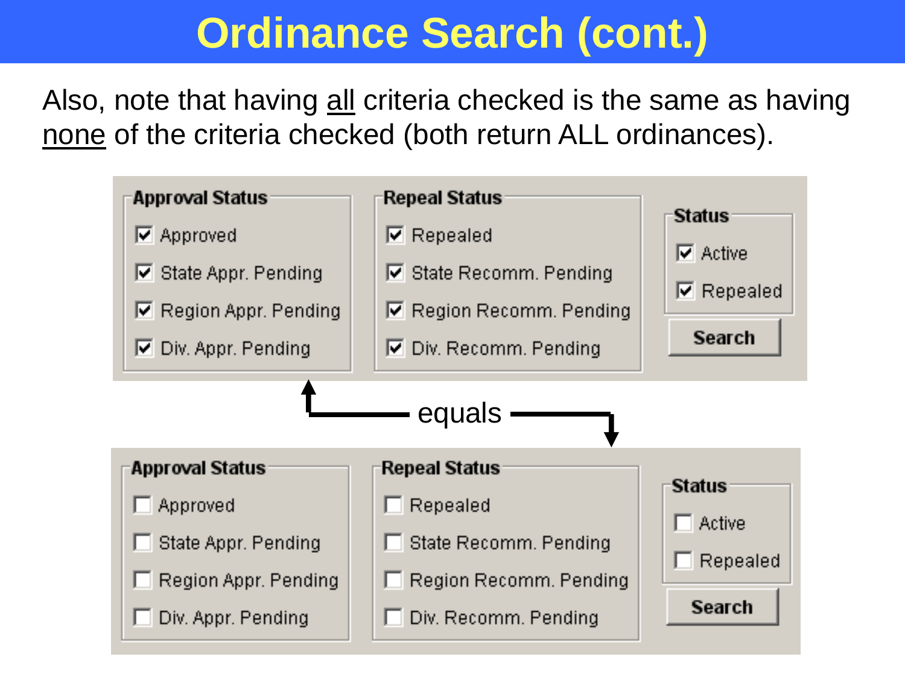# Ordinance Search (cont.)

Also, note that having all criteria checked is the same as having none of the criteria checked (both return ALL ordinances).

**Approval Status**
- [x] Approved
- [x] State Appr. Pending
- [x] Region Appr. Pending
- [x] Div. Appr. Pending

**Repeal Status**
- [x] Repealed
- [x] State Recomm. Pending
- [x] Region Recomm. Pending
- [x] Div. Recomm. Pending

**Status**
- [x] Active
- [x] Repealed

Search

equals

**Approval Status**
- [ ] Approved
- [ ] State Appr. Pending
- [ ] Region Appr. Pending
- [ ] Div. Appr. Pending

**Repeal Status**
- [ ] Repealed
- [ ] State Recomm. Pending
- [ ] Region Recomm. Pending
- [ ] Div. Recomm. Pending

**Status**
- [ ] Active
- [ ] Repealed

Search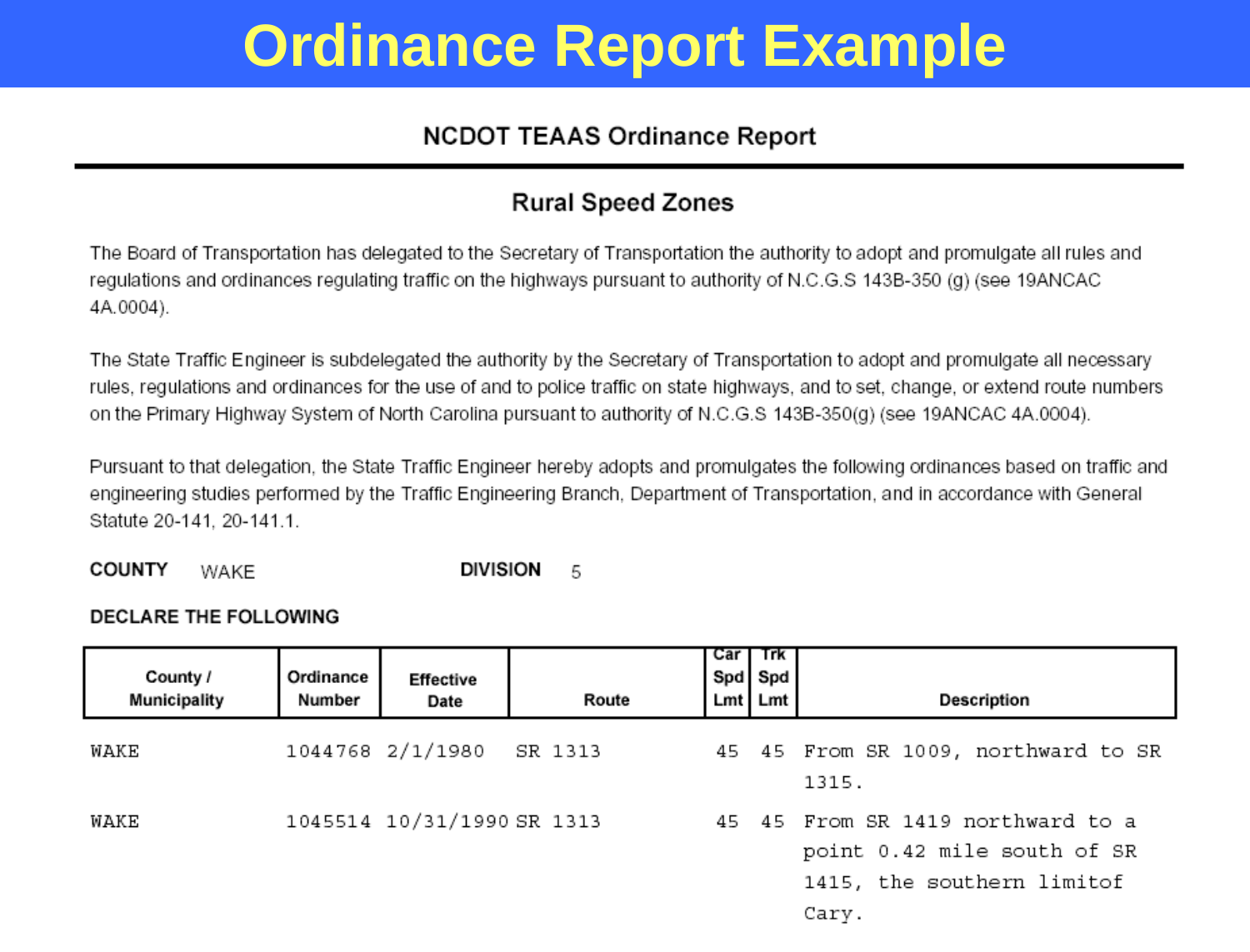# Ordinance Report Example

## NCDOT TEAAS Ordinance Report

### Rural Speed Zones

The Board of Transportation has delegated to the Secretary of Transportation the authority to adopt and promulgate all rules and regulations and ordinances regulating traffic on the highways pursuant to authority of N.C.G.S 143B-350 (g) (see 19ANCAC 4A.0004).

The State Traffic Engineer is subdelegated the authority by the Secretary of Transportation to adopt and promulgate all necessary rules, regulations and ordinances for the use of and to police traffic on state highways, and to set, change, or extend route numbers on the Primary Highway System of North Carolina pursuant to authority of N.C.G.S 143B-350(g) (see 19ANCAC 4A.0004).

Pursuant to that delegation, the State Traffic Engineer hereby adopts and promulgates the following ordinances based on traffic and engineering studies performed by the Traffic Engineering Branch, Department of Transportation, and in accordance with General Statute 20-141, 20-141.1.

**COUNTY** WAKE **DIVISION** 5

**DECLARE THE FOLLOWING**

| County / Municipality | Ordinance Number | Effective Date | Route | Car Spd Lmt | Trk Spd Lmt | Description |
|---|---|---|---|---|---|---|
| WAKE | 1044768 | 2/1/1980 | SR 1313 | 45 | 45 | From SR 1009, northward to SR 1315. |
| WAKE | 1045514 | 10/31/1990 | SR 1313 | 45 | 45 | From SR 1419 northward to a point 0.42 mile south of SR 1415, the southern limitof Cary. |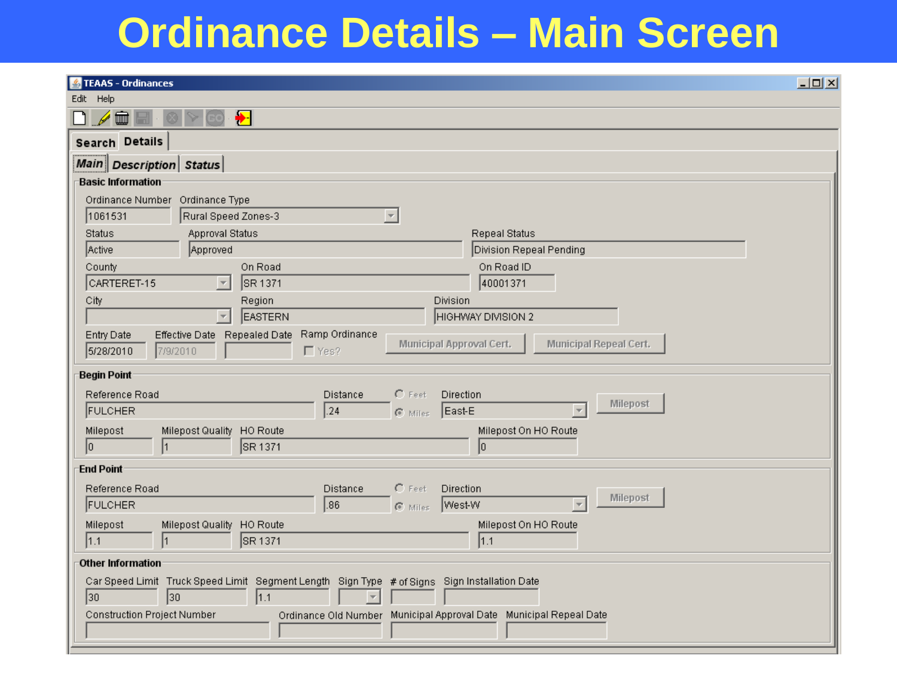# Ordinance Details – Main Screen

TEAAS - Ordinances

Edit Help

Search | Details

Main | Description | Status

**Basic Information**

| Ordinance Number | Ordinance Type |
|---|---|
| 1061531 | Rural Speed Zones-3 |

| Status | Approval Status | Repeal Status |
|---|---|---|
| Active | Approved | Division Repeal Pending |

| County | On Road | On Road ID |
|---|---|---|
| CARTERET-15 | SR 1371 | 40001371 |

| City | Region | Division |
|---|---|---|
| | EASTERN | HIGHWAY DIVISION 2 |

| Entry Date | Effective Date | Repealed Date | Ramp Ordinance |
|---|---|---|---|
| 5/28/2010 | 7/9/2010 | | Yes? |

Municipal Approval Cert. | Municipal Repeal Cert.

**Begin Point**

| Reference Road | Distance | Feet / Miles | Direction |
|---|---|---|---|
| FULCHER | .24 | Miles | East-E |

Milepost

| Milepost | Milepost Quality | HO Route | Milepost On HO Route |
|---|---|---|---|
| 0 | 1 | SR 1371 | 0 |

**End Point**

| Reference Road | Distance | Feet / Miles | Direction |
|---|---|---|---|
| FULCHER | .86 | Miles | West-W |

Milepost

| Milepost | Milepost Quality | HO Route | Milepost On HO Route |
|---|---|---|---|
| 1.1 | 1 | SR 1371 | 1.1 |

**Other Information**

| Car Speed Limit | Truck Speed Limit | Segment Length | Sign Type | # of Signs | Sign Installation Date |
|---|---|---|---|---|---|
| 30 | 30 | 1.1 | | | |

| Construction Project Number | Ordinance Old Number | Municipal Approval Date | Municipal Repeal Date |
|---|---|---|---|
| | | | |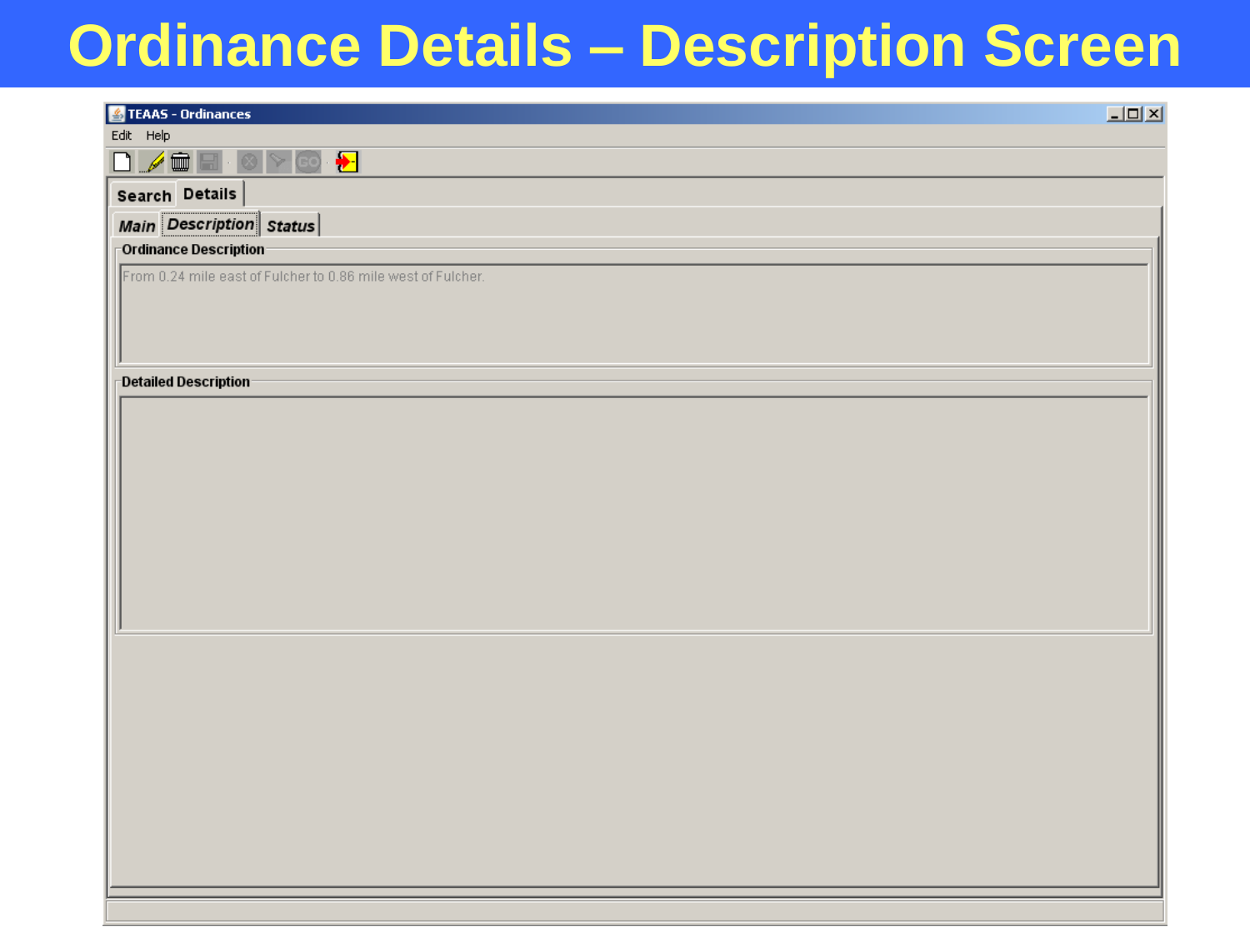# Ordinance Details – Description Screen

TEAAS - Ordinances

Edit Help

Search | Details

Main | Description | Status

**Ordinance Description**

From 0.24 mile east of Fulcher to 0.86 mile west of Fulcher.

**Detailed Description**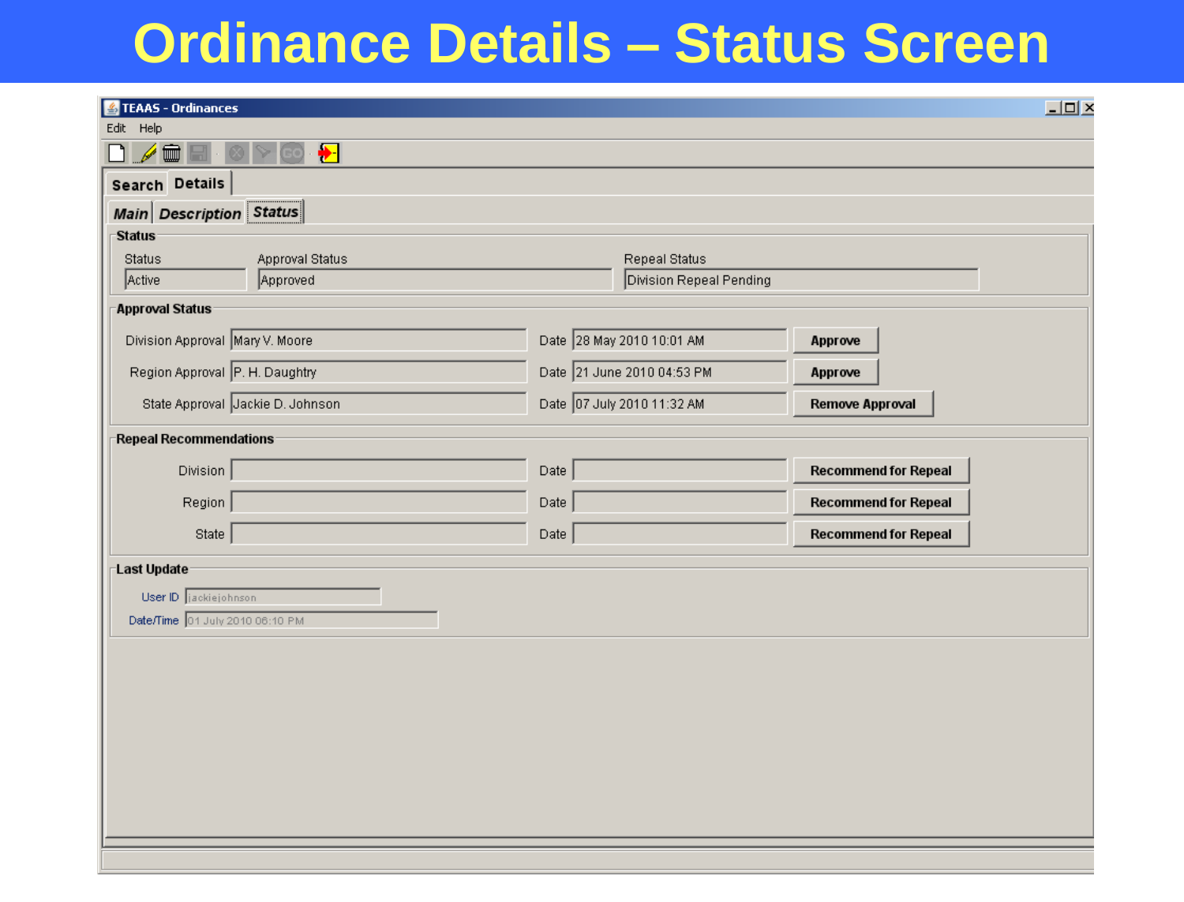# Ordinance Details – Status Screen

TEAAS - Ordinances

Edit Help

Search | Details

Main | Description | Status

**Status**

| Status | Approval Status | Repeal Status |
|---|---|---|
| Active | Approved | Division Repeal Pending |

**Approval Status**

| | Name | | Date | |
|---|---|---|---|---|
| Division Approval | Mary V. Moore | Date | 28 May 2010 10:01 AM | Approve |
| Region Approval | P. H. Daughtry | Date | 21 June 2010 04:53 PM | Approve |
| State Approval | Jackie D. Johnson | Date | 07 July 2010 11:32 AM | Remove Approval |

**Repeal Recommendations**

| | Name | | Date | |
|---|---|---|---|---|
| Division | | Date | | Recommend for Repeal |
| Region | | Date | | Recommend for Repeal |
| State | | Date | | Recommend for Repeal |

**Last Update**

User ID: jackiejohnson

Date/Time: 01 July 2010 06:10 PM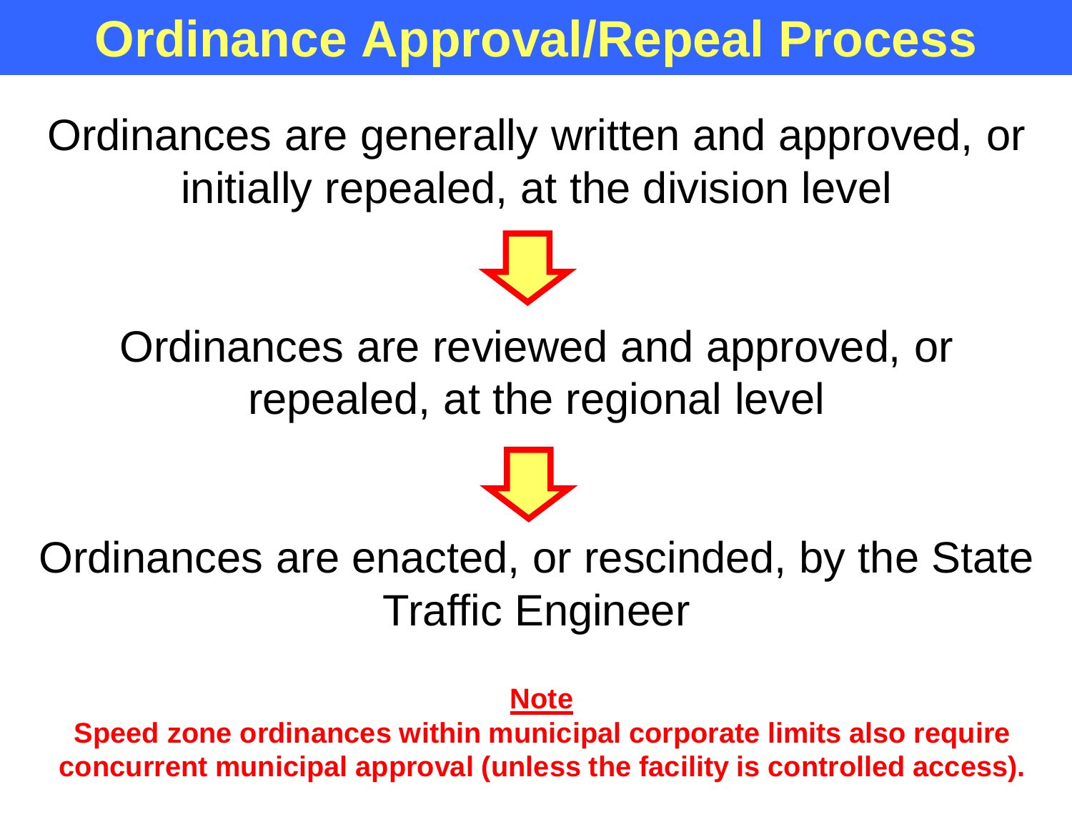# Ordinance Approval/Repeal Process

Ordinances are generally written and approved, or initially repealed, at the division level

↓

Ordinances are reviewed and approved, or repealed, at the regional level

↓

Ordinances are enacted, or rescinded, by the State Traffic Engineer

**Note**

**Speed zone ordinances within municipal corporate limits also require concurrent municipal approval (unless the facility is controlled access).**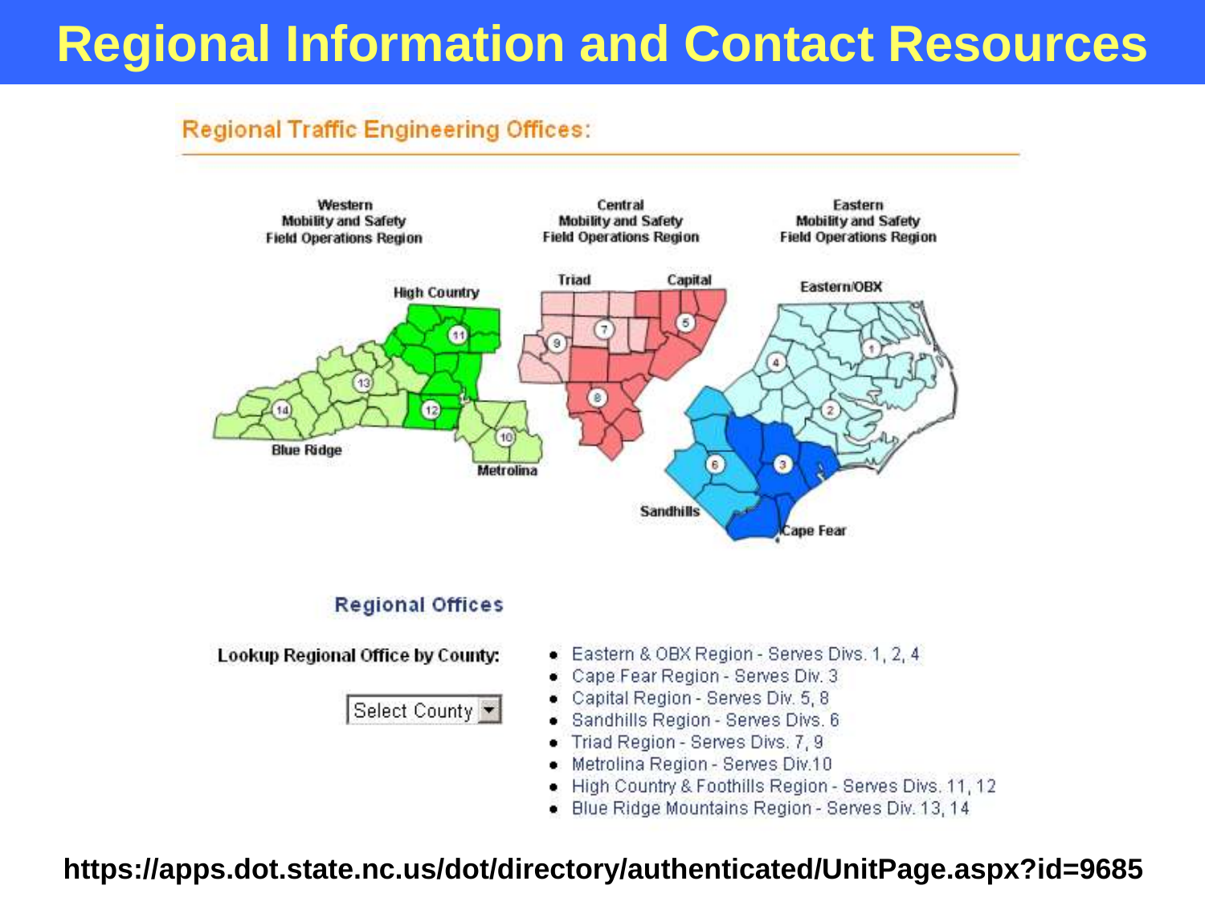# Regional Information and Contact Resources

## Regional Traffic Engineering Offices:

Western Mobility and Safety Field Operations Region

Central Mobility and Safety Field Operations Region

Eastern Mobility and Safety Field Operations Region

High Country, Blue Ridge, Metrolina, Triad, Capital, Eastern/OBX, Sandhills, Cape Fear

### Regional Offices

**Lookup Regional Office by County:**

Select County

- Eastern & OBX Region - Serves Divs. 1, 2, 4
- Cape Fear Region - Serves Div. 3
- Capital Region - Serves Div. 5, 8
- Sandhills Region - Serves Divs. 6
- Triad Region - Serves Divs. 7, 9
- Metrolina Region - Serves Div.10
- High Country & Foothills Region - Serves Divs. 11, 12
- Blue Ridge Mountains Region - Serves Div. 13, 14

**https://apps.dot.state.nc.us/dot/directory/authenticated/UnitPage.aspx?id=9685**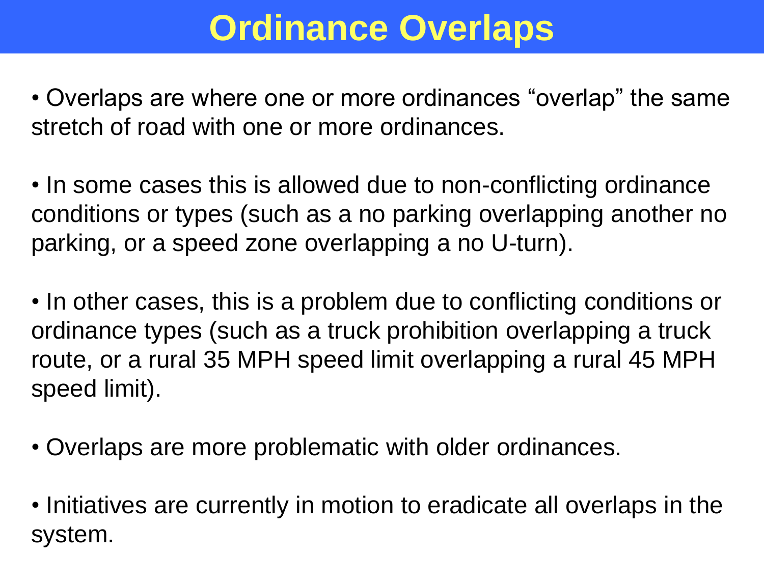# Ordinance Overlaps

- Overlaps are where one or more ordinances “overlap” the same stretch of road with one or more ordinances.

- In some cases this is allowed due to non-conflicting ordinance conditions or types (such as a no parking overlapping another no parking, or a speed zone overlapping a no U-turn).

- In other cases, this is a problem due to conflicting conditions or ordinance types (such as a truck prohibition overlapping a truck route, or a rural 35 MPH speed limit overlapping a rural 45 MPH speed limit).

- Overlaps are more problematic with older ordinances.

- Initiatives are currently in motion to eradicate all overlaps in the system.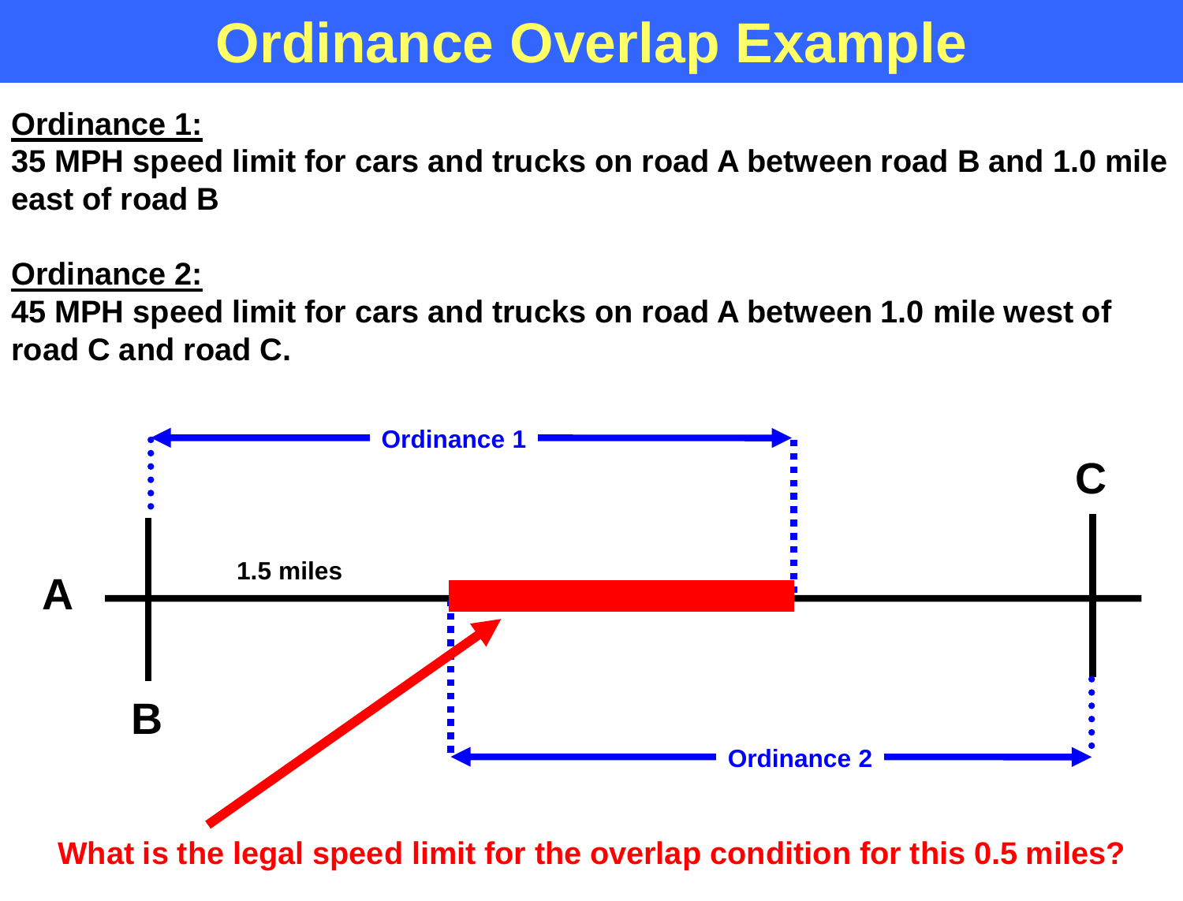# Ordinance Overlap Example

**<u>Ordinance 1:</u>**
**35 MPH speed limit for cars and trucks on road A between road B and 1.0 mile east of road B**

**<u>Ordinance 2:</u>**
**45 MPH speed limit for cars and trucks on road A between 1.0 mile west of road C and road C.**

Ordinance 1

C

A

1.5 miles

B

Ordinance 2

**What is the legal speed limit for the overlap condition for this 0.5 miles?**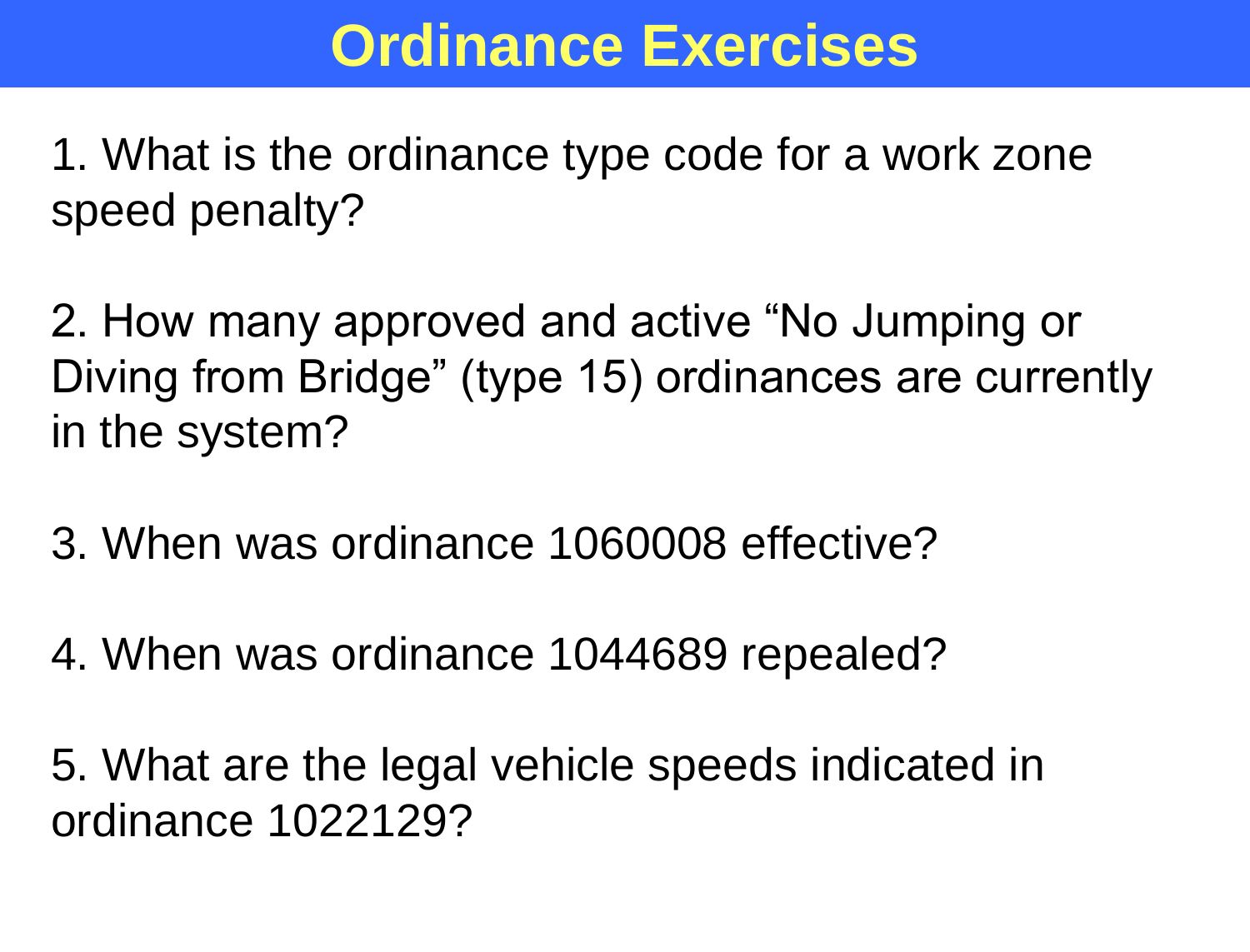# Ordinance Exercises

1. What is the ordinance type code for a work zone speed penalty?

2. How many approved and active “No Jumping or Diving from Bridge” (type 15) ordinances are currently in the system?

3. When was ordinance 1060008 effective?

4. When was ordinance 1044689 repealed?

5. What are the legal vehicle speeds indicated in ordinance 1022129?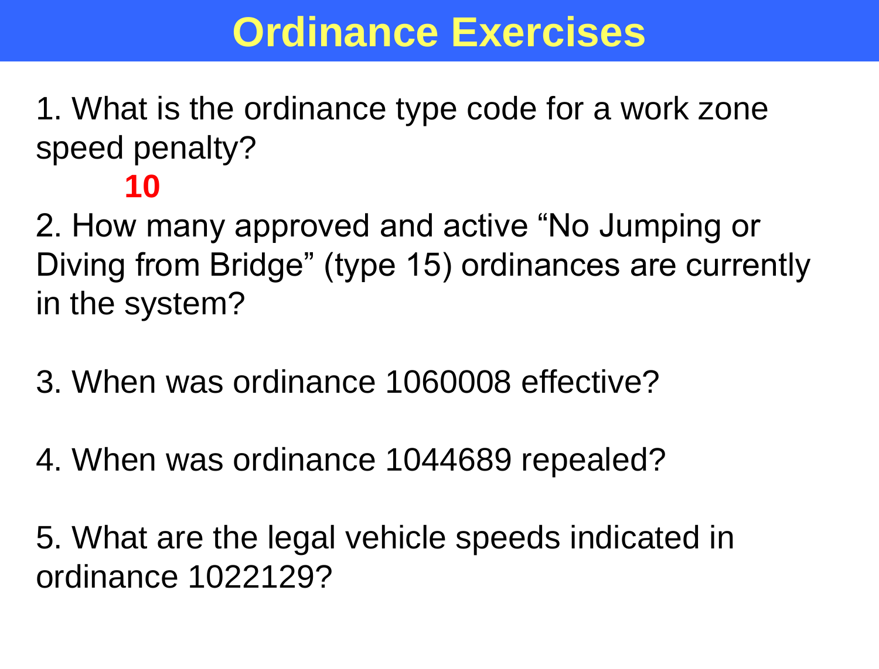# Ordinance Exercises

1. What is the ordinance type code for a work zone speed penalty?

   **10**

2. How many approved and active "No Jumping or Diving from Bridge" (type 15) ordinances are currently in the system?

3. When was ordinance 1060008 effective?

4. When was ordinance 1044689 repealed?

5. What are the legal vehicle speeds indicated in ordinance 1022129?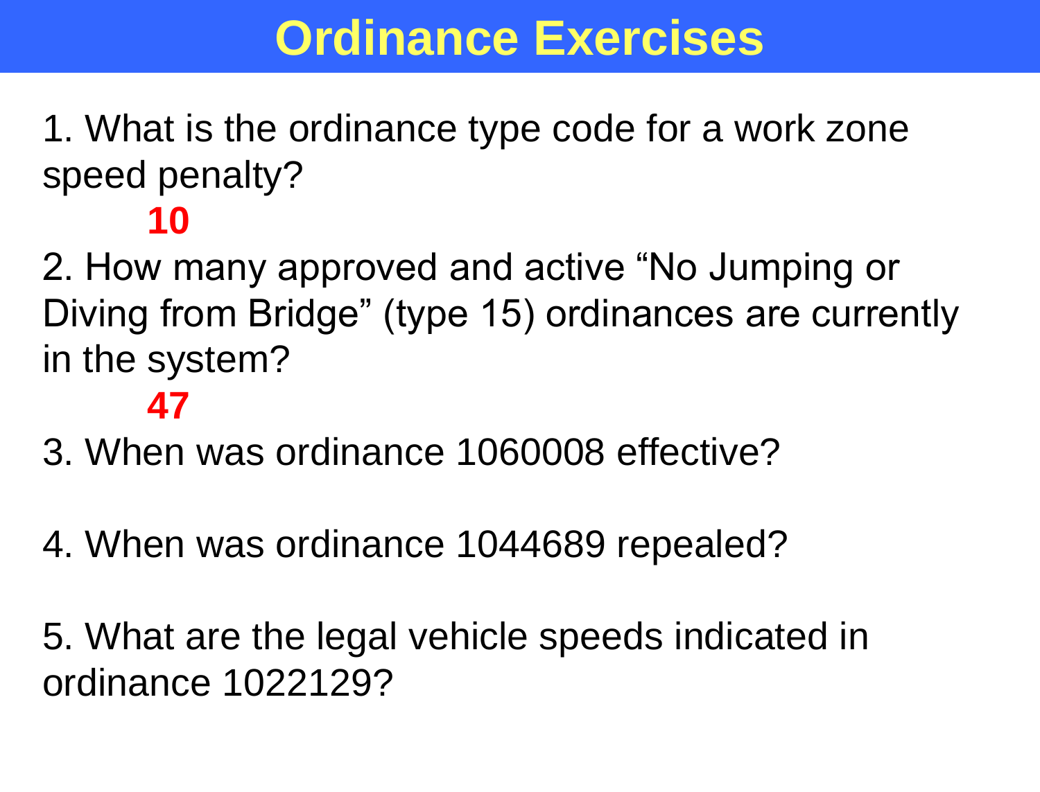# Ordinance Exercises

1. What is the ordinance type code for a work zone speed penalty?

   **10**

2. How many approved and active "No Jumping or Diving from Bridge" (type 15) ordinances are currently in the system?

   **47**

3. When was ordinance 1060008 effective?

4. When was ordinance 1044689 repealed?

5. What are the legal vehicle speeds indicated in ordinance 1022129?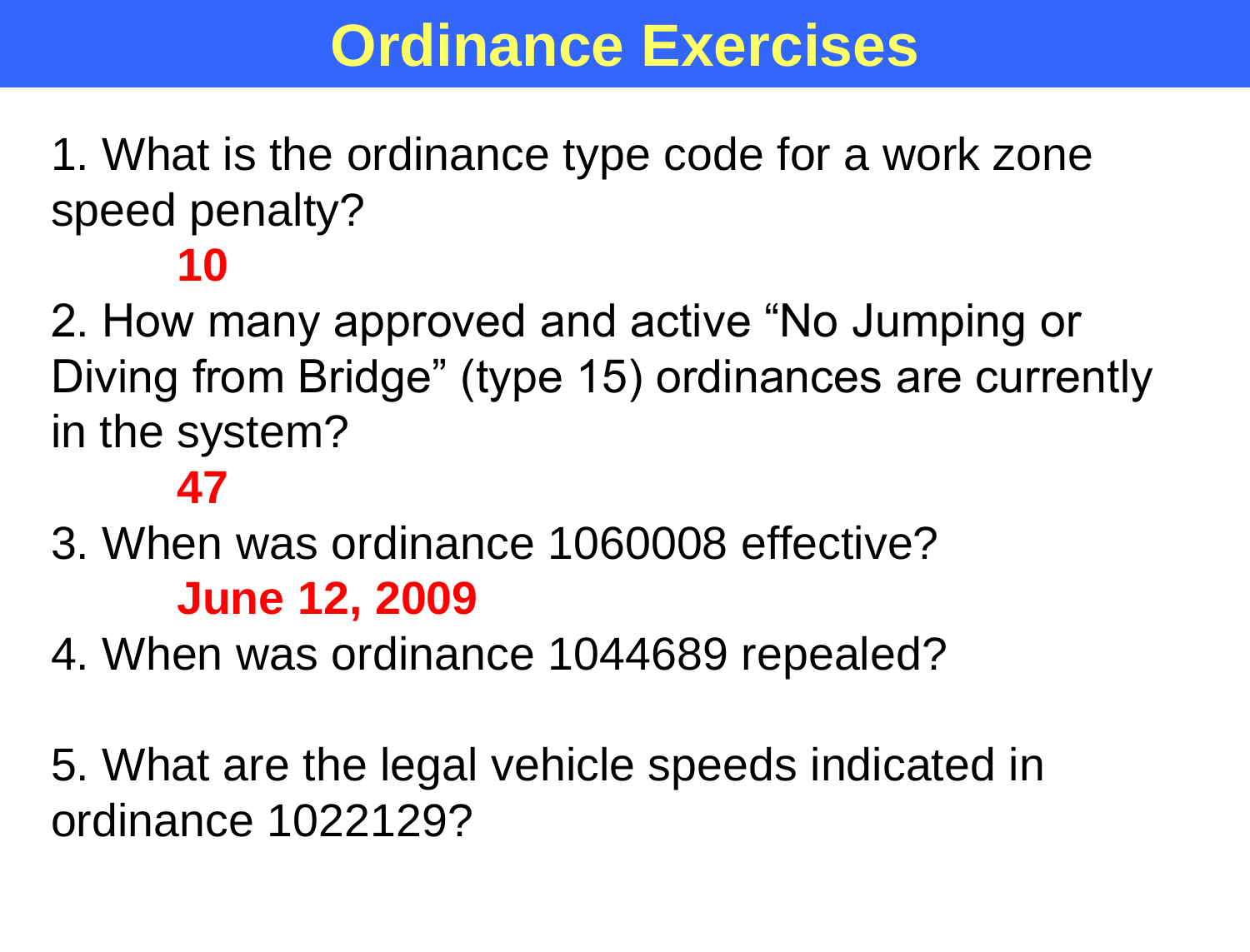# Ordinance Exercises

1. What is the ordinance type code for a work zone speed penalty?

   **10**

2. How many approved and active “No Jumping or Diving from Bridge” (type 15) ordinances are currently in the system?

   **47**

3. When was ordinance 1060008 effective?

   **June 12, 2009**

4. When was ordinance 1044689 repealed?

5. What are the legal vehicle speeds indicated in ordinance 1022129?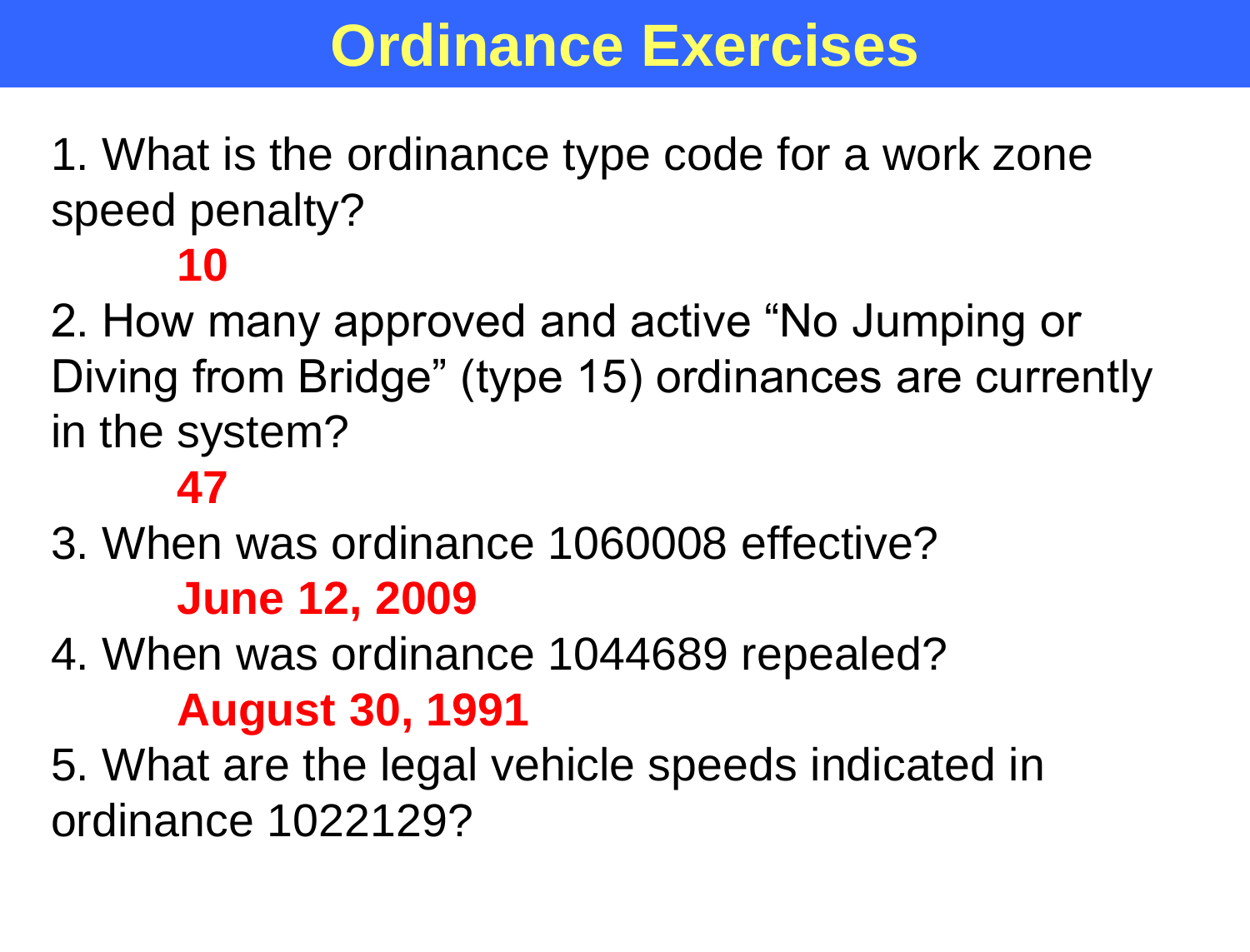# Ordinance Exercises

1. What is the ordinance type code for a work zone speed penalty?

   **10**

2. How many approved and active “No Jumping or Diving from Bridge” (type 15) ordinances are currently in the system?

   **47**

3. When was ordinance 1060008 effective?

   **June 12, 2009**

4. When was ordinance 1044689 repealed?

   **August 30, 1991**

5. What are the legal vehicle speeds indicated in ordinance 1022129?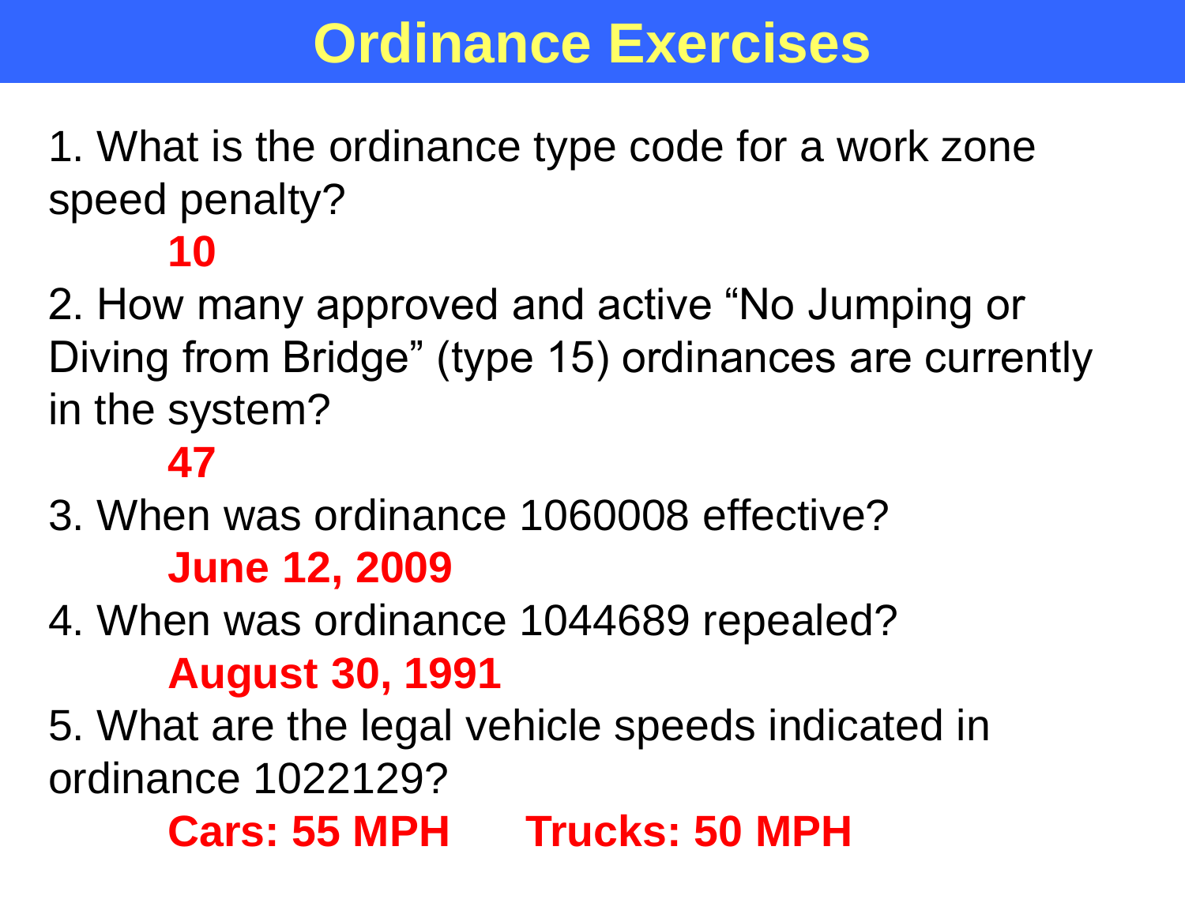# Ordinance Exercises

1. What is the ordinance type code for a work zone speed penalty?

   **10**

2. How many approved and active "No Jumping or Diving from Bridge" (type 15) ordinances are currently in the system?

   **47**

3. When was ordinance 1060008 effective?

   **June 12, 2009**

4. When was ordinance 1044689 repealed?

   **August 30, 1991**

5. What are the legal vehicle speeds indicated in ordinance 1022129?

   **Cars: 55 MPH     Trucks: 50 MPH**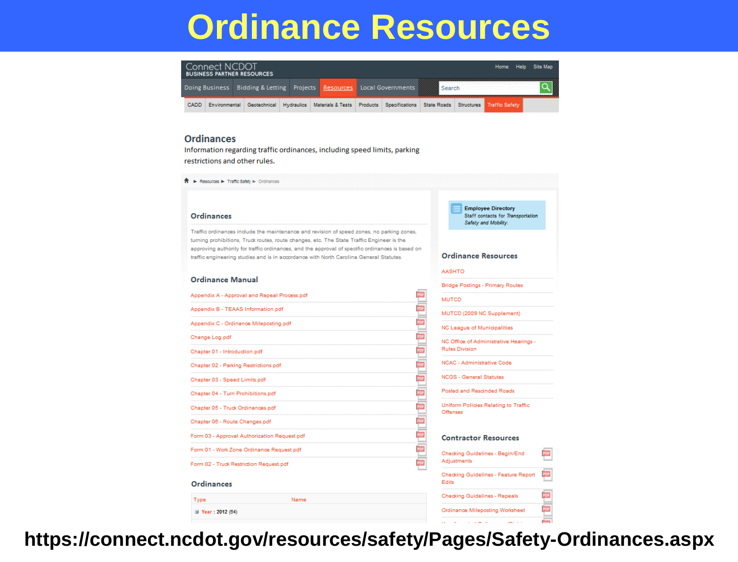# Ordinance Resources

Connect NCDOT
BUSINESS PARTNER RESOURCES

Home Help Site Map

Doing Business | Bidding & Letting | Projects | Resources | Local Governments

Search

CADD | Environmental | Geotechnical | Hydraulics | Materials & Tests | Products | Specifications | State Roads | Structures | Traffic Safety

## Ordinances

Information regarding traffic ordinances, including speed limits, parking restrictions and other rules.

Resources ► Traffic Safety ► Ordinances

### Ordinances

Traffic ordinances include the maintenance and revision of speed zones, no parking zones, turning prohibitions, Truck routes, route changes, etc. The State Traffic Engineer is the approving authority for traffic ordinances, and the approval of specific ordinances is based on traffic engineering studies and is in accordance with North Carolina General Statutes.

### Ordinance Manual

- Appendix A - Approval and Repeal Process.pdf
- Appendix B - TEAAS Information.pdf
- Appendix C - Ordinance Mileposting.pdf
- Change Log.pdf
- Chapter 01 - Introduction.pdf
- Chapter 02 - Parking Restrictions.pdf
- Chapter 03 - Speed Limits.pdf
- Chapter 04 - Turn Prohibitions.pdf
- Chapter 05 - Truck Ordinances.pdf
- Chapter 06 - Route Changes.pdf
- Form 03 - Approval Authorization Request.pdf
- Form 01 - Work Zone Ordinance Request.pdf
- Form 02 - Truck Restriction Request.pdf

### Ordinances

| Type | Name |
|---|---|
| Year : 2012 (64) | |

**Employee Directory**
Staff contacts for *Transportation Safety and Mobility.*

### Ordinance Resources

- AASHTO
- Bridge Postings - Primary Routes
- MUTCD
- MUTCD (2009 NC Supplement)
- NC League of Municipalities
- NC Office of Administrative Hearings - Rules Division
- NCAC - Administrative Code
- NCGS - General Statutes
- Posted and Rescinded Roads
- Uniform Policies Relating to Traffic Offenses

### Contractor Resources

- Checking Guidelines - Begin/End Adjustments
- Checking Guidelines - Feature Report Edits
- Checking Guidelines - Repeals
- Ordinance Mileposting Worksheet

https://connect.ncdot.gov/resources/safety/Pages/Safety-Ordinances.aspx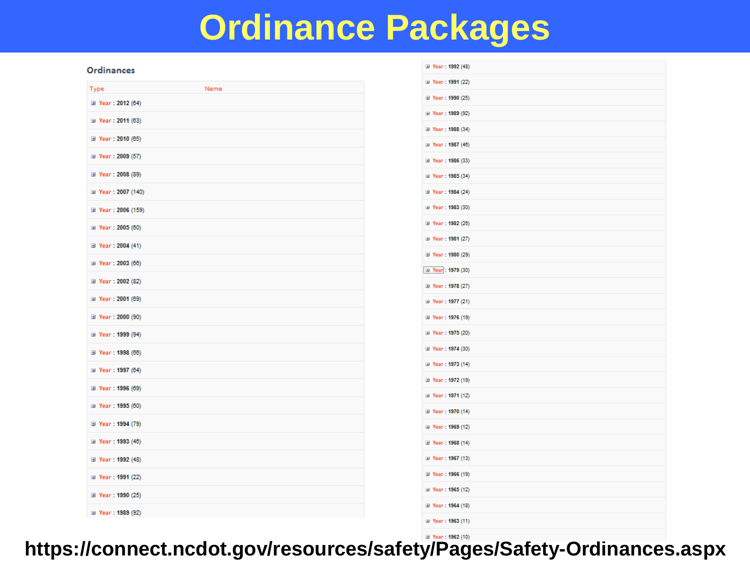# Ordinance Packages

**Ordinances**

| Type | Name |
|---|---|
| Year : 2012 (64) | |
| Year : 2011 (63) | |
| Year : 2010 (65) | |
| Year : 2009 (57) | |
| Year : 2008 (89) | |
| Year : 2007 (140) | |
| Year : 2006 (159) | |
| Year : 2005 (60) | |
| Year : 2004 (41) | |
| Year : 2003 (66) | |
| Year : 2002 (82) | |
| Year : 2001 (69) | |
| Year : 2000 (90) | |
| Year : 1999 (94) | |
| Year : 1998 (66) | |
| Year : 1997 (64) | |
| Year : 1996 (69) | |
| Year : 1995 (60) | |
| Year : 1994 (79) | |
| Year : 1993 (46) | |
| Year : 1992 (48) | |
| Year : 1991 (22) | |
| Year : 1990 (25) | |
| Year : 1989 (92) | |
| Year : 1988 (34) | |
| Year : 1987 (46) | |
| Year : 1986 (33) | |
| Year : 1985 (34) | |
| Year : 1984 (24) | |
| Year : 1983 (30) | |
| Year : 1982 (26) | |
| Year : 1981 (27) | |
| Year : 1980 (29) | |
| Year : 1979 (30) | |
| Year : 1978 (27) | |
| Year : 1977 (21) | |
| Year : 1976 (19) | |
| Year : 1975 (20) | |
| Year : 1974 (30) | |
| Year : 1973 (14) | |
| Year : 1972 (19) | |
| Year : 1971 (12) | |
| Year : 1970 (14) | |
| Year : 1969 (12) | |
| Year : 1968 (14) | |
| Year : 1967 (13) | |
| Year : 1966 (19) | |
| Year : 1965 (12) | |
| Year : 1964 (18) | |
| Year : 1963 (11) | |
| Year : 1962 (10) | |

**https://connect.ncdot.gov/resources/safety/Pages/Safety-Ordinances.aspx**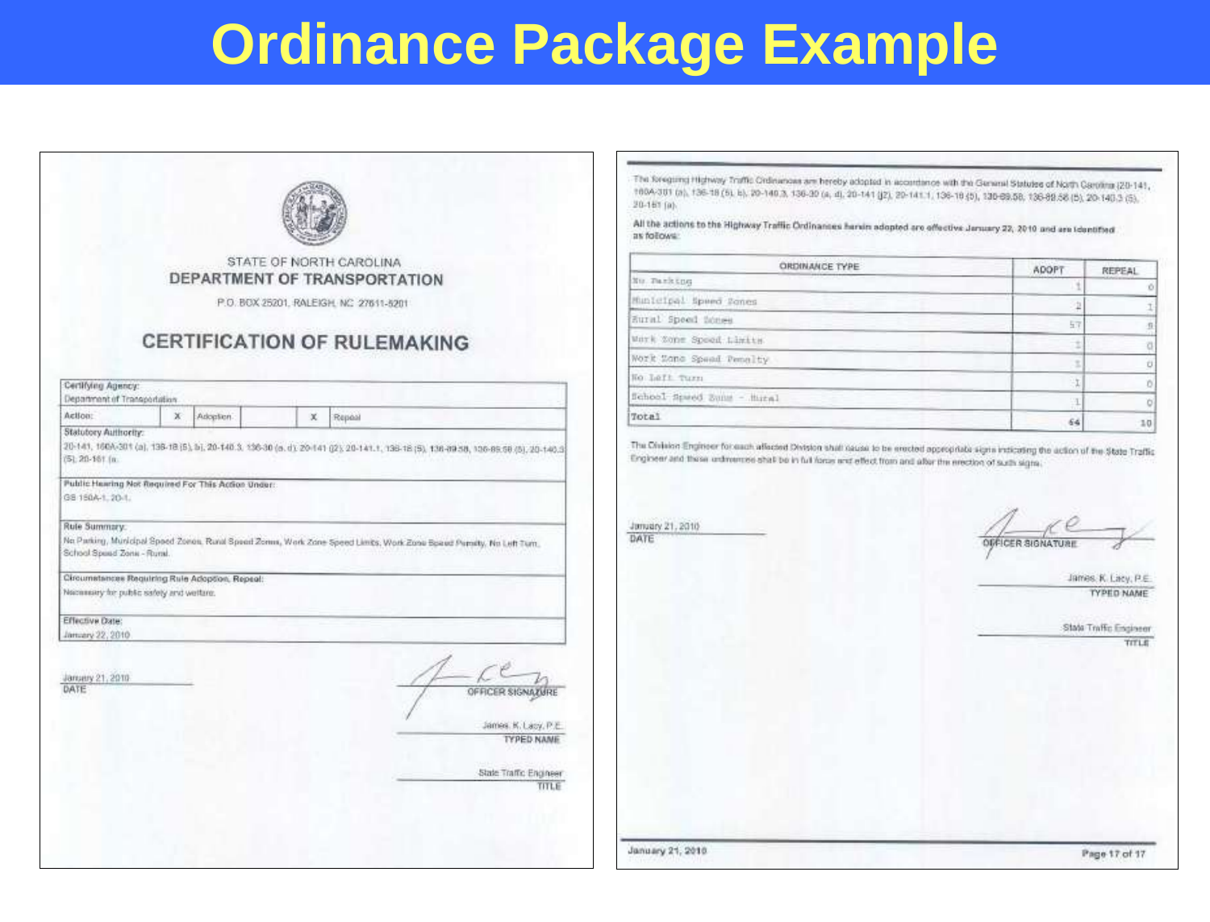# Ordinance Package Example

STATE OF NORTH CAROLINA
**DEPARTMENT OF TRANSPORTATION**

P.O. BOX 25201, RALEIGH, NC 27611-5201

## CERTIFICATION OF RULEMAKING

**Certifying Agency:**
Department of Transportation

**Action:** X Adoption X Repeal

**Statutory Authority:**
20-141, 160A-301 (a), 136-18 (5), b), 20-140.3, 136-30 (a, d), 20-141 (j2), 20-141.1, 136-18 (5), 136-89.58, 136-89.58 (5), 20-140.3 (5), 20-161 (a).

**Public Hearing Not Required For This Action Under:**
GS 150A-1, 20-1.

**Rule Summary:**
No Parking, Municipal Speed Zones, Rural Speed Zones, Work Zone Speed Limits, Work Zone Speed Penalty, No Left Turn, School Speed Zone - Rural.

**Circumstances Requiring Rule Adoption, Repeal:**
Necessary for public safety and welfare.

**Effective Date:**
January 22, 2010

January 21, 2010
DATE

OFFICER SIGNATURE

James K. Lacy, P.E.
TYPED NAME

State Traffic Engineer
TITLE

---

The foregoing Highway Traffic Ordinances are hereby adopted in accordance with the General Statutes of North Carolina (20-141, 160A-301 (a), 136-18 (5), b), 20-140.3, 136-30 (a, d), 20-141 (j2), 20-141.1, 136-18 (5), 136-89.58, 136-89.58 (5), 20-140.3 (5), 20-161 (a).

**All the actions to the Highway Traffic Ordinances herein adopted are effective January 22, 2010 and are identified as follows:**

| ORDINANCE TYPE | ADOPT | REPEAL |
|---|---|---|
| No Parking | 1 | 0 |
| Municipal Speed Zones | 2 | 1 |
| Rural Speed Zones | 57 | 8 |
| Work Zone Speed Limits | 1 | 0 |
| Work Zone Speed Penalty | 1 | 0 |
| No Left Turn | 1 | 0 |
| School Speed Zone - Rural | 1 | 0 |
| Total | 64 | 10 |

The Division Engineer for each affected Division shall cause to be erected appropriate signs indicating the action of the State Traffic Engineer and these ordinances shall be in full force and effect from and after the erection of such signs.

January 21, 2010
DATE

OFFICER SIGNATURE

James K. Lacy, P.E.
TYPED NAME

State Traffic Engineer
TITLE

January 21, 2010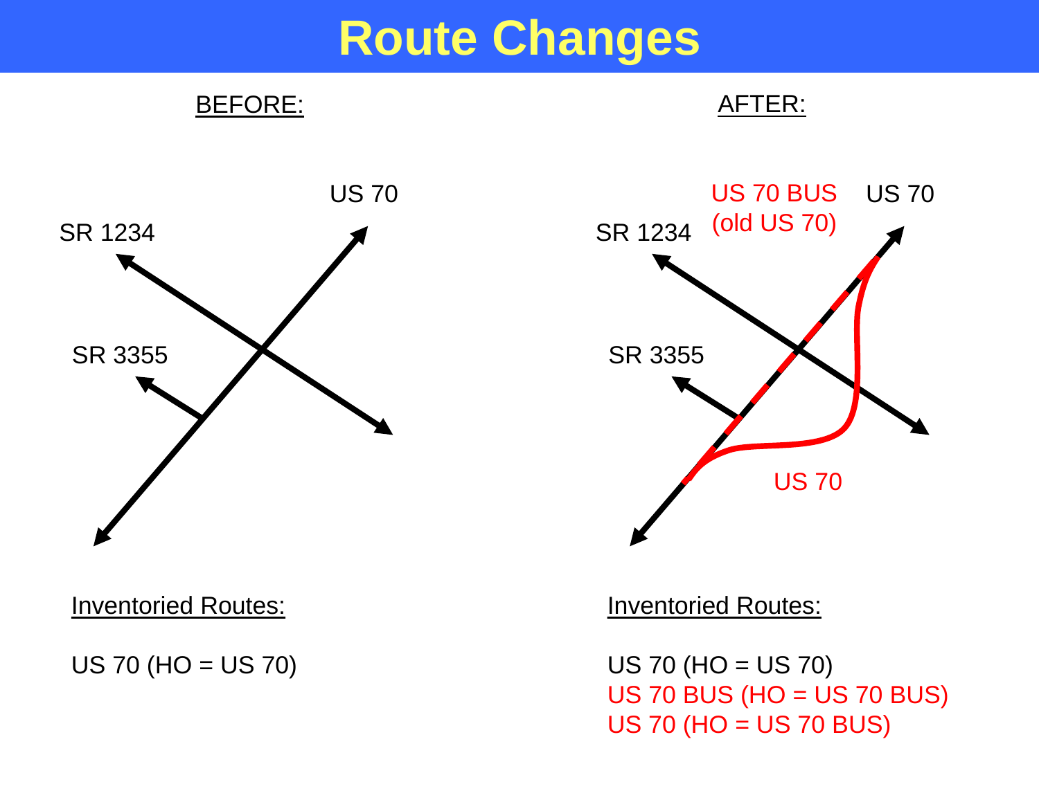# Route Changes

BEFORE:

US 70

SR 1234

SR 3355

Inventoried Routes:

US 70 (HO = US 70)

AFTER:

US 70 BUS (old US 70)

US 70

SR 1234

SR 3355

US 70

Inventoried Routes:

US 70 (HO = US 70)
US 70 BUS (HO = US 70 BUS)
US 70 (HO = US 70 BUS)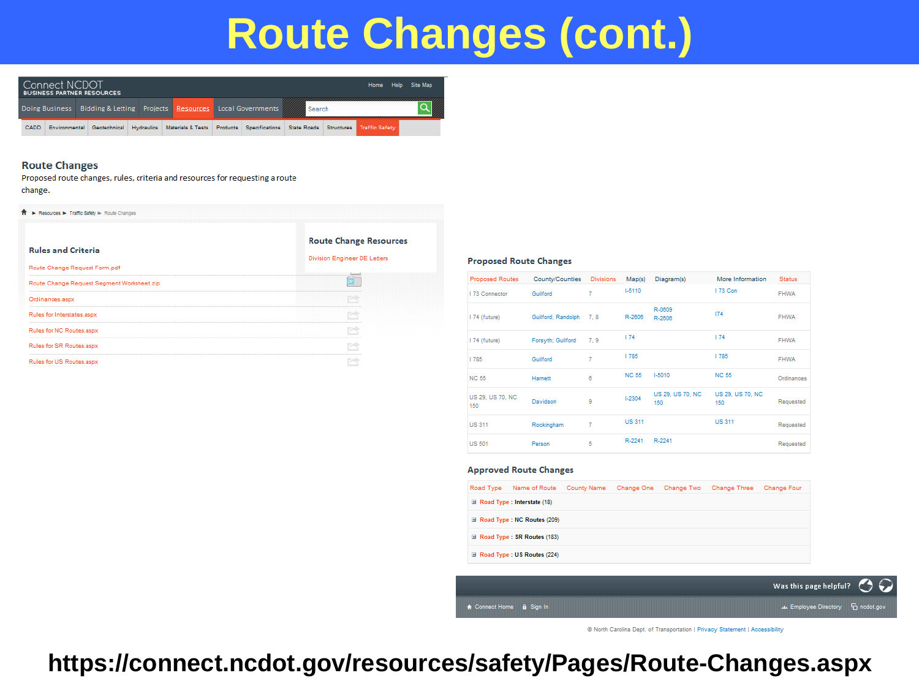# Route Changes (cont.)

Connect NCDOT
BUSINESS PARTNER RESOURCES

Home Help Site Map

Doing Business | Bidding & Letting | Projects | Resources | Local Governments | Search

CADD | Environmental | Geotechnical | Hydraulics | Materials & Tests | Products | Specifications | State Roads | Structures | Traffic Safety

## Route Changes

Proposed route changes, rules, criteria and resources for requesting a route change.

Resources ► Traffic Safety ► Route Changes

### Rules and Criteria

- Route Change Request Form.pdf
- Route Change Request Segment Worksheet.zip
- Ordinances.aspx
- Rules for Interstates.aspx
- Rules for NC Routes.aspx
- Rules for SR Routes.aspx
- Rules for US Routes.aspx

### Route Change Resources

- Division Engineer DE Letters

### Proposed Route Changes

| Proposed Routes | County/Counties | Divisions | Map(s) | Diagram(s) | More Information | Status |
|---|---|---|---|---|---|---|
| I 73 Connector | Guilford | 7 | I-5110 | | I 73 Con | FHWA |
| I 74 (future) | Guilford; Randolph | 7, 8 | R-2606 | R-0609 R-2606 | I74 | FHWA |
| I 74 (future) | Forsyth; Guilford | 7, 9 | I 74 | | I 74 | FHWA |
| I 785 | Guilford | 7 | I 785 | | I 785 | FHWA |
| NC 55 | Harnett | 6 | NC 55 | I-5010 | NC 55 | Ordinances |
| US 29, US 70, NC 150 | Davidson | 9 | I-2304 | US 29, US 70, NC 150 | US 29, US 70, NC 150 | Requested |
| US 311 | Rockingham | 7 | US 311 | | US 311 | Requested |
| US 501 | Person | 5 | R-2241 | R-2241 | | Requested |

### Approved Route Changes

| Road Type | Name of Route | County Name | Change One | Change Two | Change Three | Change Four |
|---|---|---|---|---|---|---|
| Road Type : Interstate (18) | | | | | | |
| Road Type : NC Routes (209) | | | | | | |
| Road Type : SR Routes (183) | | | | | | |
| Road Type : US Routes (224) | | | | | | |

Was this page helpful?

Connect Home | Sign In | Employee Directory | ncdot.gov

© North Carolina Dept. of Transportation | Privacy Statement | Accessibility

https://connect.ncdot.gov/resources/safety/Pages/Route-Changes.aspx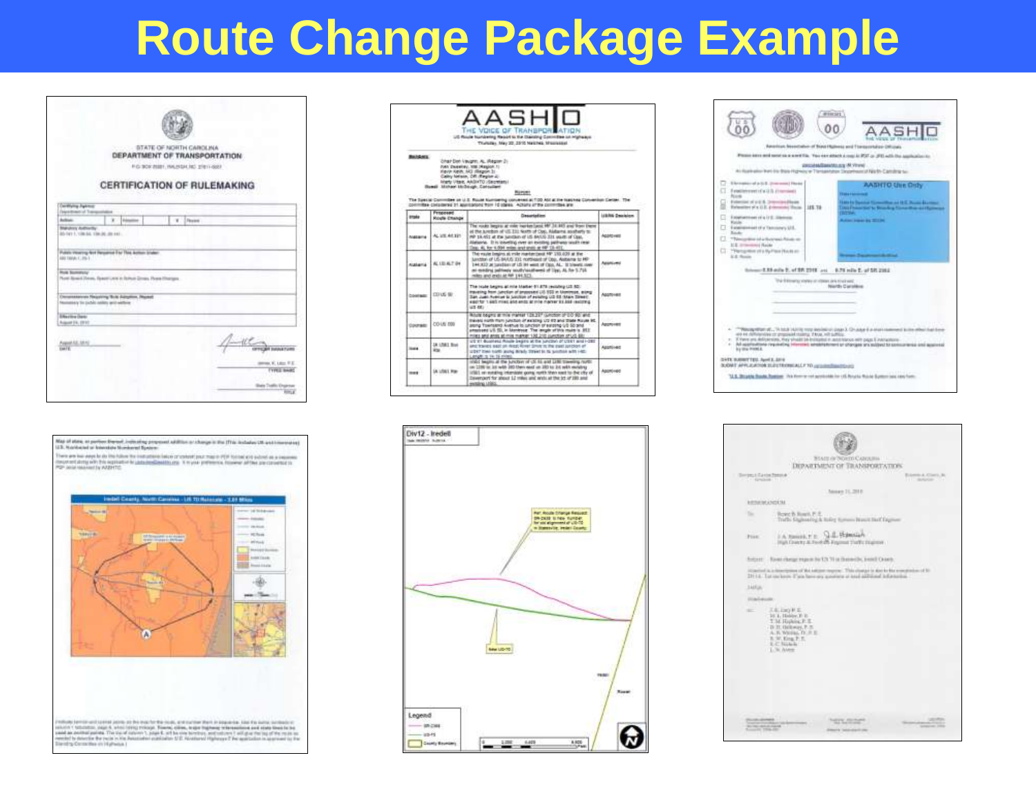# Route Change Package Example